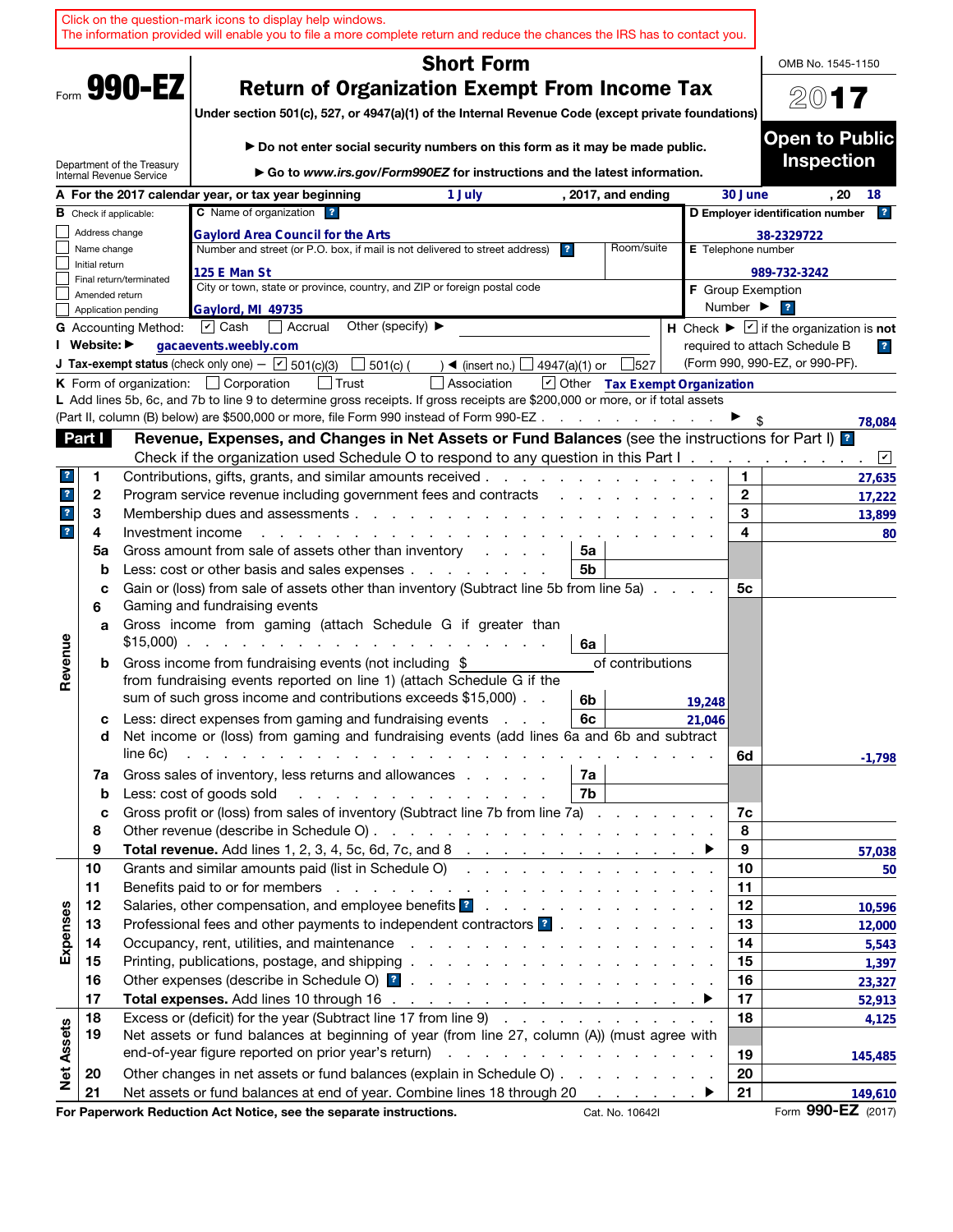Click on the question-mark icons to display help windows.
The information provided will enable you to file a more complete return and reduce the chances the IRS has to contact you.

# Form 990-EZ

## Short Form
## Return of Organization Exempt From Income Tax

**Under section 501(c), 527, or 4947(a)(1) of the Internal Revenue Code (except private foundations)**

▶ Do not enter social security numbers on this form as it may be made public.

▶ Go to *www.irs.gov/Form990EZ* for instructions and the latest information.

Department of the Treasury
Internal Revenue Service

OMB No. 1545-1150

**2017**

**Open to Public Inspection**

**A** For the 2017 calendar year, or tax year beginning 1 July , 2017, and ending 30 June , 20 18

**B** Check if applicable:
- ☐ Address change
- ☐ Name change
- ☐ Initial return
- ☐ Final return/terminated
- ☐ Amended return
- ☐ Application pending

**C** Name of organization: Gaylord Area Council for the Arts

Number and street (or P.O. box, if mail is not delivered to street address): 125 E Man St — Room/suite:

City or town, state or province, country, and ZIP or foreign postal code: Gaylord, MI 49735

**D** Employer identification number: 38-2329722

**E** Telephone number: 989-732-3242

**F** Group Exemption Number ▶

**G** Accounting Method: ☑ Cash ☐ Accrual Other (specify) ▶

**H** Check ▶ ☑ if the organization is **not** required to attach Schedule B (Form 990, 990-EZ, or 990-PF).

**I** Website: ▶ gacaevents.weebly.com

**J** Tax-exempt status (check only one) — ☑ 501(c)(3) ☐ 501(c) ( ) ◀ (insert no.) ☐ 4947(a)(1) or ☐ 527

**K** Form of organization: ☐ Corporation ☐ Trust ☐ Association ☑ Other Tax Exempt Organization

**L** Add lines 5b, 6c, and 7b to line 9 to determine gross receipts. If gross receipts are $200,000 or more, or if total assets (Part II, column (B) below) are $500,000 or more, file Form 990 instead of Form 990-EZ . . . ▶ $ 78,084

## Part I — Revenue, Expenses, and Changes in Net Assets or Fund Balances (see the instructions for Part I)

Check if the organization used Schedule O to respond to any question in this Part I . . . ☑

| Section | Line | Description | Sub-line | Sub-amount | Line | Amount |
|---|---|---|---|---|---|---|
| Revenue | 1 | Contributions, gifts, grants, and similar amounts received | | | 1 | 27,635 |
| | 2 | Program service revenue including government fees and contracts | | | 2 | 17,222 |
| | 3 | Membership dues and assessments | | | 3 | 13,899 |
| | 4 | Investment income | | | 4 | 80 |
| | 5a | Gross amount from sale of assets other than inventory | 5a | | | |
| | b | Less: cost or other basis and sales expenses | 5b | | | |
| | c | Gain or (loss) from sale of assets other than inventory (Subtract line 5b from line 5a) | | | 5c | |
| | 6 | Gaming and fundraising events | | | | |
| | a | Gross income from gaming (attach Schedule G if greater than $15,000) | 6a | | | |
| | b | Gross income from fundraising events (not including $ of contributions from fundraising events reported on line 1) (attach Schedule G if the sum of such gross income and contributions exceeds $15,000) | 6b | 19,248 | | |
| | c | Less: direct expenses from gaming and fundraising events | 6c | 21,046 | | |
| | d | Net income or (loss) from gaming and fundraising events (add lines 6a and 6b and subtract line 6c) | | | 6d | -1,798 |
| | 7a | Gross sales of inventory, less returns and allowances | 7a | | | |
| | b | Less: cost of goods sold | 7b | | | |
| | c | Gross profit or (loss) from sales of inventory (Subtract line 7b from line 7a) | | | 7c | |
| | 8 | Other revenue (describe in Schedule O) | | | 8 | |
| | 9 | **Total revenue.** Add lines 1, 2, 3, 4, 5c, 6d, 7c, and 8 ▶ | | | 9 | 57,038 |
| Expenses | 10 | Grants and similar amounts paid (list in Schedule O) | | | 10 | 50 |
| | 11 | Benefits paid to or for members | | | 11 | |
| | 12 | Salaries, other compensation, and employee benefits | | | 12 | 10,596 |
| | 13 | Professional fees and other payments to independent contractors | | | 13 | 12,000 |
| | 14 | Occupancy, rent, utilities, and maintenance | | | 14 | 5,543 |
| | 15 | Printing, publications, postage, and shipping | | | 15 | 1,397 |
| | 16 | Other expenses (describe in Schedule O) | | | 16 | 23,327 |
| | 17 | **Total expenses.** Add lines 10 through 16 ▶ | | | 17 | 52,913 |
| Net Assets | 18 | Excess or (deficit) for the year (Subtract line 17 from line 9) | | | 18 | 4,125 |
| | 19 | Net assets or fund balances at beginning of year (from line 27, column (A)) (must agree with end-of-year figure reported on prior year's return) | | | 19 | 145,485 |
| | 20 | Other changes in net assets or fund balances (explain in Schedule O) | | | 20 | |
| | 21 | Net assets or fund balances at end of year. Combine lines 18 through 20 ▶ | | | 21 | 149,610 |

**For Paperwork Reduction Act Notice, see the separate instructions.** Cat. No. 10642I Form **990-EZ** (2017)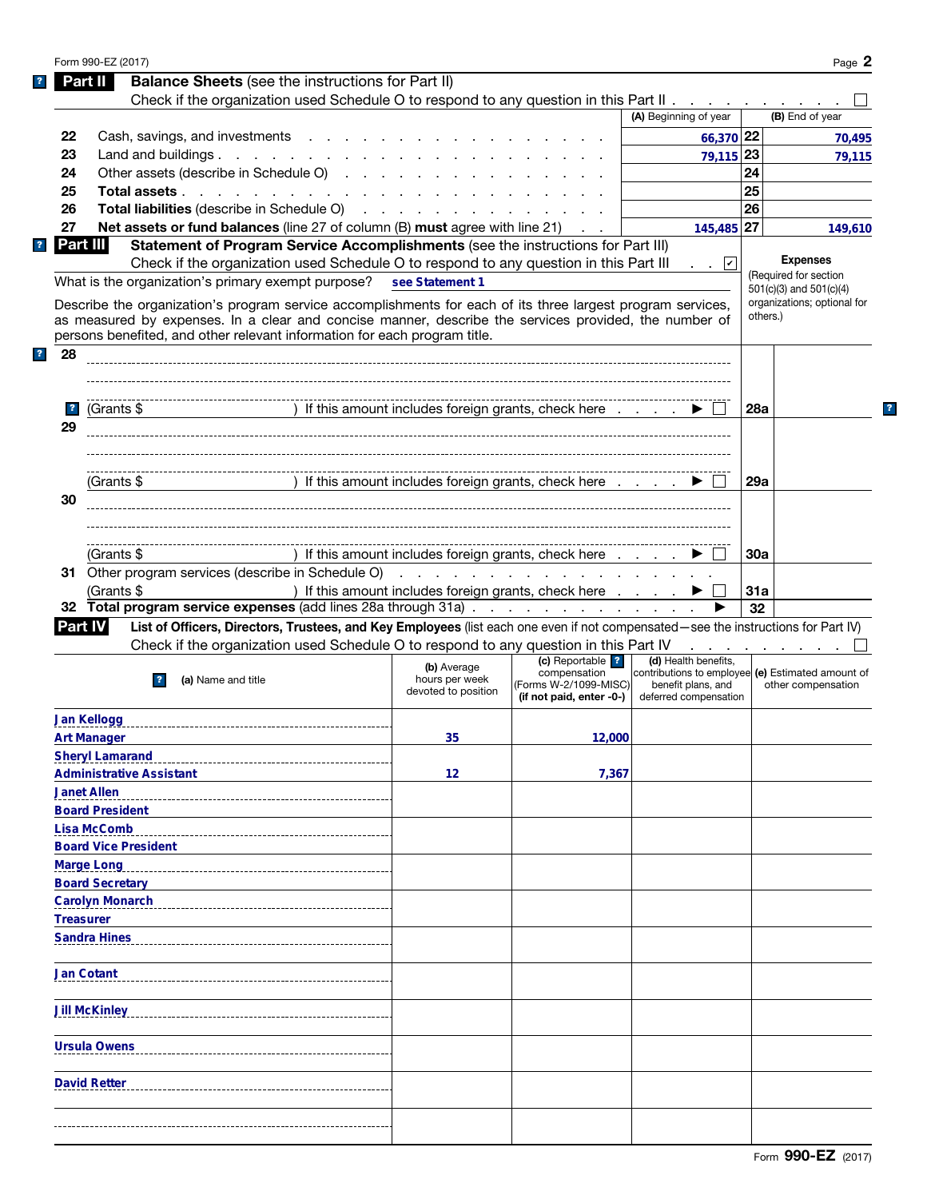Form 990-EZ (2017)

## Part II Balance Sheets (see the instructions for Part II)

Check if the organization used Schedule O to respond to any question in this Part II . . . ☐

| | | (A) Beginning of year | | (B) End of year |
|---|---|---|---|---|
| 22 | Cash, savings, and investments | 66,370 | 22 | 70,495 |
| 23 | Land and buildings | 79,115 | 23 | 79,115 |
| 24 | Other assets (describe in Schedule O) | | 24 | |
| 25 | **Total assets** | | 25 | |
| 26 | **Total liabilities** (describe in Schedule O) | | 26 | |
| 27 | **Net assets or fund balances** (line 27 of column (B) **must** agree with line 21) | 145,485 | 27 | 149,610 |

## Part III Statement of Program Service Accomplishments (see the instructions for Part III)

Check if the organization used Schedule O to respond to any question in this Part III . . ☑

What is the organization's primary exempt purpose? see Statement 1

Describe the organization's program service accomplishments for each of its three largest program services, as measured by expenses. In a clear and concise manner, describe the services provided, the number of persons benefited, and other relevant information for each program title.

**Expenses** (Required for section 501(c)(3) and 501(c)(4) organizations; optional for others.)

| | | | |
|---|---|---|---|
| 28 | (Grants $ ) If this amount includes foreign grants, check here ▶ ☐ | 28a | |
| 29 | (Grants $ ) If this amount includes foreign grants, check here ▶ ☐ | 29a | |
| 30 | (Grants $ ) If this amount includes foreign grants, check here ▶ ☐ | 30a | |
| 31 | Other program services (describe in Schedule O) (Grants $ ) If this amount includes foreign grants, check here ▶ ☐ | 31a | |
| 32 | **Total program service expenses** (add lines 28a through 31a) ▶ | 32 | |

## Part IV List of Officers, Directors, Trustees, and Key Employees (list each one even if not compensated—see the instructions for Part IV)

Check if the organization used Schedule O to respond to any question in this Part IV . . . ☐

| (a) Name and title | (b) Average hours per week devoted to position | (c) Reportable compensation (Forms W-2/1099-MISC) (if not paid, enter -0-) | (d) Health benefits, contributions to employee benefit plans, and deferred compensation | (e) Estimated amount of other compensation |
|---|---|---|---|---|
| Jan Kellogg<br>Art Manager | 35 | 12,000 | | |
| Sheryl Lamarand<br>Administrative Assistant | 12 | 7,367 | | |
| Janet Allen<br>Board President | | | | |
| Lisa McComb<br>Board Vice President | | | | |
| Marge Long<br>Board Secretary | | | | |
| Carolyn Monarch<br>Treasurer | | | | |
| Sandra Hines | | | | |
| Jan Cotant | | | | |
| Jill McKinley | | | | |
| Ursula Owens | | | | |
| David Retter | | | | |
| | | | | |

Form **990-EZ** (2017)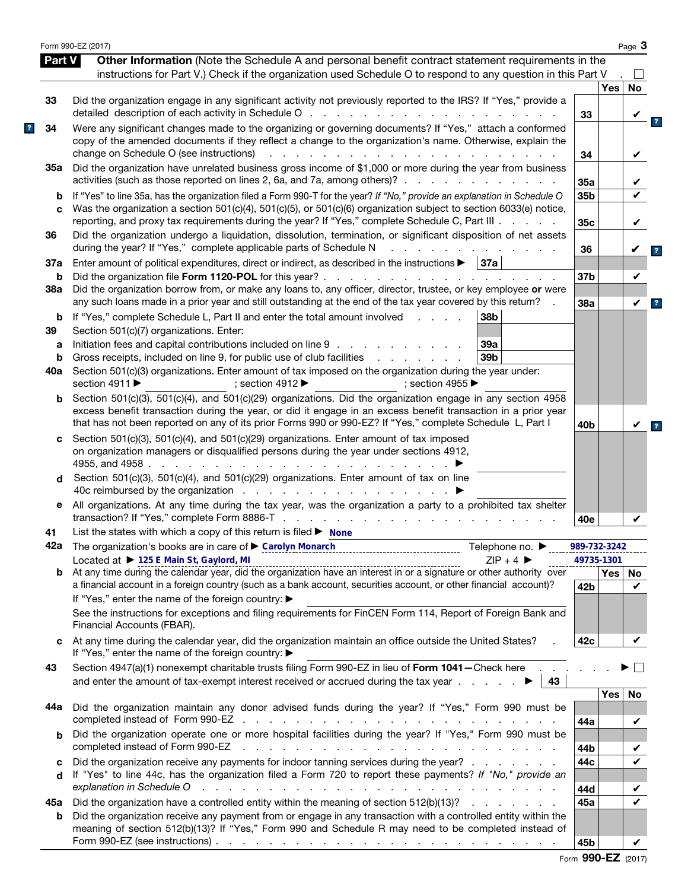## Part V Other Information

(Note the Schedule A and personal benefit contract statement requirements in the instructions for Part V.) Check if the organization used Schedule O to respond to any question in this Part V . ☐

| Line | Question | | Yes | No |
|---|---|---|---|---|
| 33 | Did the organization engage in any significant activity not previously reported to the IRS? If "Yes," provide a detailed description of each activity in Schedule O | 33 | | ✔ |
| 34 | Were any significant changes made to the organizing or governing documents? If "Yes," attach a conformed copy of the amended documents if they reflect a change to the organization's name. Otherwise, explain the change on Schedule O (see instructions) | 34 | | ✔ |
| 35a | Did the organization have unrelated business gross income of $1,000 or more during the year from business activities (such as those reported on lines 2, 6a, and 7a, among others)? | 35a | | ✔ |
| b | If "Yes" to line 35a, has the organization filed a Form 990-T for the year? *If "No," provide an explanation in Schedule O* | 35b | | ✔ |
| c | Was the organization a section 501(c)(4), 501(c)(5), or 501(c)(6) organization subject to section 6033(e) notice, reporting, and proxy tax requirements during the year? If "Yes," complete Schedule C, Part III | 35c | | ✔ |
| 36 | Did the organization undergo a liquidation, dissolution, termination, or significant disposition of net assets during the year? If "Yes," complete applicable parts of Schedule N | 36 | | ✔ |
| 37a | Enter amount of political expenditures, direct or indirect, as described in the instructions ▶ 37a | | | |
| b | Did the organization file **Form 1120-POL** for this year? | 37b | | ✔ |
| 38a | Did the organization borrow from, or make any loans to, any officer, director, trustee, or key employee **or** were any such loans made in a prior year and still outstanding at the end of the tax year covered by this return? | 38a | | ✔ |
| b | If "Yes," complete Schedule L, Part II and enter the total amount involved ... 38b | | | |
| 39 | Section 501(c)(7) organizations. Enter: | | | |
| a | Initiation fees and capital contributions included on line 9 ... 39a | | | |
| b | Gross receipts, included on line 9, for public use of club facilities ... 39b | | | |
| 40a | Section 501(c)(3) organizations. Enter amount of tax imposed on the organization during the year under: section 4911 ▶ ; section 4912 ▶ ; section 4955 ▶ | | | |
| b | Section 501(c)(3), 501(c)(4), and 501(c)(29) organizations. Did the organization engage in any section 4958 excess benefit transaction during the year, or did it engage in an excess benefit transaction in a prior year that has not been reported on any of its prior Forms 990 or 990-EZ? If "Yes," complete Schedule L, Part I | 40b | | ✔ |
| c | Section 501(c)(3), 501(c)(4), and 501(c)(29) organizations. Enter amount of tax imposed on organization managers or disqualified persons during the year under sections 4912, 4955, and 4958 ▶ | | | |
| d | Section 501(c)(3), 501(c)(4), and 501(c)(29) organizations. Enter amount of tax on line 40c reimbursed by the organization ▶ | | | |
| e | All organizations. At any time during the tax year, was the organization a party to a prohibited tax shelter transaction? If "Yes," complete Form 8886-T | 40e | | ✔ |

41 List the states with which a copy of this return is filed ▶ None

42a The organization's books are in care of ▶ Carolyn Monarch Telephone no. ▶ 989-732-3242

Located at ▶ 125 E Main St, Gaylord, MI ZIP + 4 ▶ 49735-1301

| Line | Question | | Yes | No |
|---|---|---|---|---|
| 42b | At any time during the calendar year, did the organization have an interest in or a signature or other authority over a financial account in a foreign country (such as a bank account, securities account, or other financial account)? If "Yes," enter the name of the foreign country: ▶ See the instructions for exceptions and filing requirements for FinCEN Form 114, Report of Foreign Bank and Financial Accounts (FBAR). | 42b | | ✔ |
| c | At any time during the calendar year, did the organization maintain an office outside the United States? If "Yes," enter the name of the foreign country: ▶ | 42c | | ✔ |
| 43 | Section 4947(a)(1) nonexempt charitable trusts filing Form 990-EZ in lieu of **Form 1041**—Check here ▶ ☐ and enter the amount of tax-exempt interest received or accrued during the tax year ▶ 43 | | | |
| 44a | Did the organization maintain any donor advised funds during the year? If "Yes," Form 990 must be completed instead of Form 990-EZ | 44a | | ✔ |
| b | Did the organization operate one or more hospital facilities during the year? If "Yes," Form 990 must be completed instead of Form 990-EZ | 44b | | ✔ |
| c | Did the organization receive any payments for indoor tanning services during the year? | 44c | | ✔ |
| d | If "Yes" to line 44c, has the organization filed a Form 720 to report these payments? *If "No," provide an explanation in Schedule O* | 44d | | ✔ |
| 45a | Did the organization have a controlled entity within the meaning of section 512(b)(13)? | 45a | | ✔ |
| b | Did the organization receive any payment from or engage in any transaction with a controlled entity within the meaning of section 512(b)(13)? If "Yes," Form 990 and Schedule R may need to be completed instead of Form 990-EZ (see instructions) | 45b | | ✔ |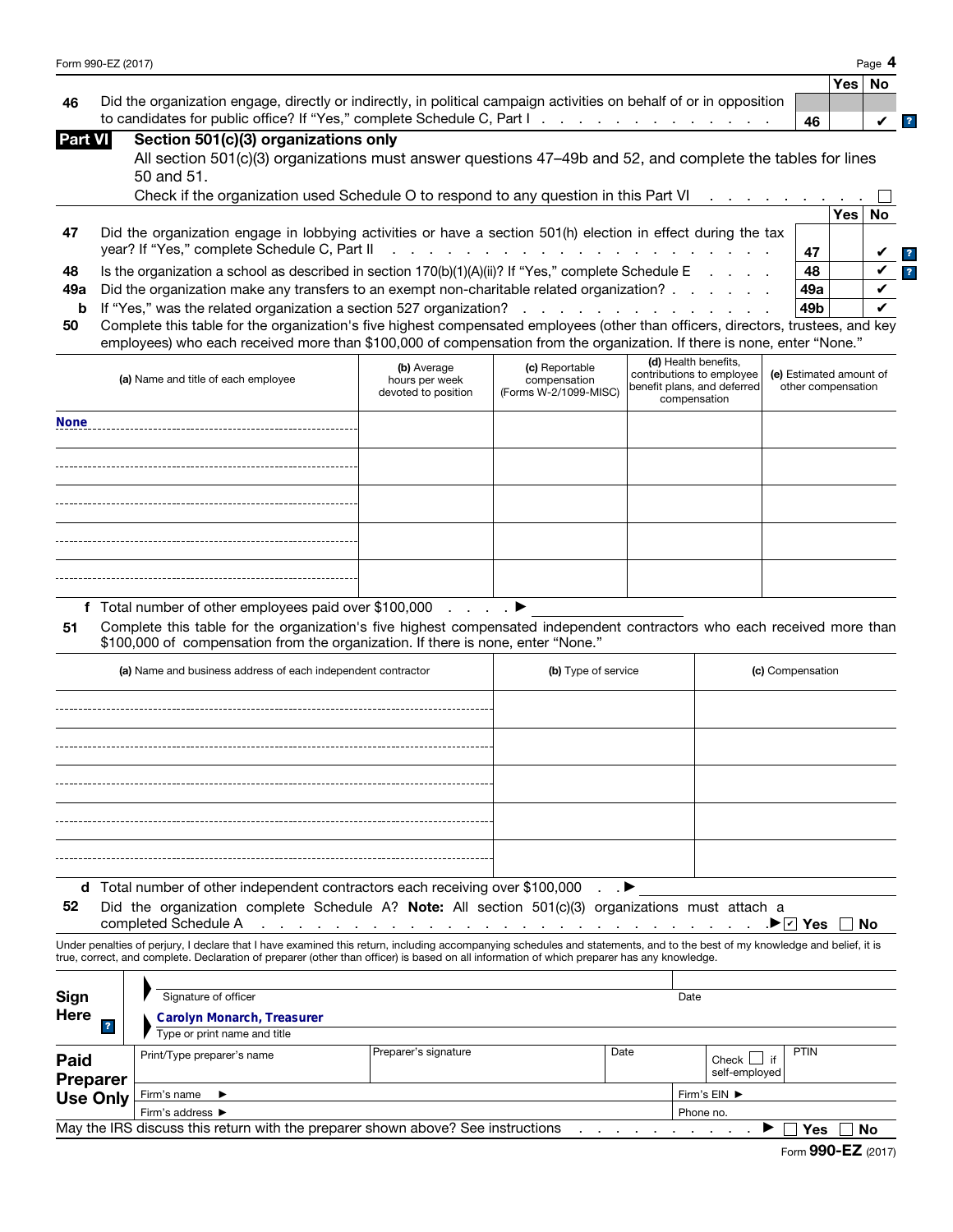Form 990-EZ (2017)

| | | | Yes | No |
|---|---|---|---|---|
| 46 | Did the organization engage, directly or indirectly, in political campaign activities on behalf of or in opposition to candidates for public office? If "Yes," complete Schedule C, Part I | 46 | | ✔ |

## Part VI Section 501(c)(3) organizations only

All section 501(c)(3) organizations must answer questions 47–49b and 52, and complete the tables for lines 50 and 51.

Check if the organization used Schedule O to respond to any question in this Part VI ☐

| | | | Yes | No |
|---|---|---|---|---|
| 47 | Did the organization engage in lobbying activities or have a section 501(h) election in effect during the tax year? If "Yes," complete Schedule C, Part II | 47 | | ✔ |
| 48 | Is the organization a school as described in section 170(b)(1)(A)(ii)? If "Yes," complete Schedule E | 48 | | ✔ |
| 49a | Did the organization make any transfers to an exempt non-charitable related organization? | 49a | | ✔ |
| b | If "Yes," was the related organization a section 527 organization? | 49b | | ✔ |

**50** Complete this table for the organization's five highest compensated employees (other than officers, directors, trustees, and key employees) who each received more than $100,000 of compensation from the organization. If there is none, enter "None."

| (a) Name and title of each employee | (b) Average hours per week devoted to position | (c) Reportable compensation (Forms W-2/1099-MISC) | (d) Health benefits, contributions to employee benefit plans, and deferred compensation | (e) Estimated amount of other compensation |
|---|---|---|---|---|
| None | | | | |
| | | | | |
| | | | | |
| | | | | |
| | | | | |

**f** Total number of other employees paid over $100,000 ▶

**51** Complete this table for the organization's five highest compensated independent contractors who each received more than $100,000 of compensation from the organization. If there is none, enter "None."

| (a) Name and business address of each independent contractor | (b) Type of service | (c) Compensation |
|---|---|---|
| | | |
| | | |
| | | |
| | | |
| | | |

**d** Total number of other independent contractors each receiving over $100,000 ▶

**52** Did the organization complete Schedule A? **Note:** All section 501(c)(3) organizations must attach a completed Schedule A ▶ ☑ Yes ☐ No

Under penalties of perjury, I declare that I have examined this return, including accompanying schedules and statements, and to the best of my knowledge and belief, it is true, correct, and complete. Declaration of preparer (other than officer) is based on all information of which preparer has any knowledge.

**Sign Here**

Signature of officer | Date

Carolyn Monarch, Treasurer
Type or print name and title

**Paid Preparer Use Only**

| Print/Type preparer's name | Preparer's signature | Date | Check ☐ if self-employed | PTIN |
|---|---|---|---|---|
| Firm's name ▶ | | | Firm's EIN ▶ | |
| Firm's address ▶ | | | Phone no. | |

May the IRS discuss this return with the preparer shown above? See instructions ▶ ☐ Yes ☐ No

Form **990-EZ** (2017)